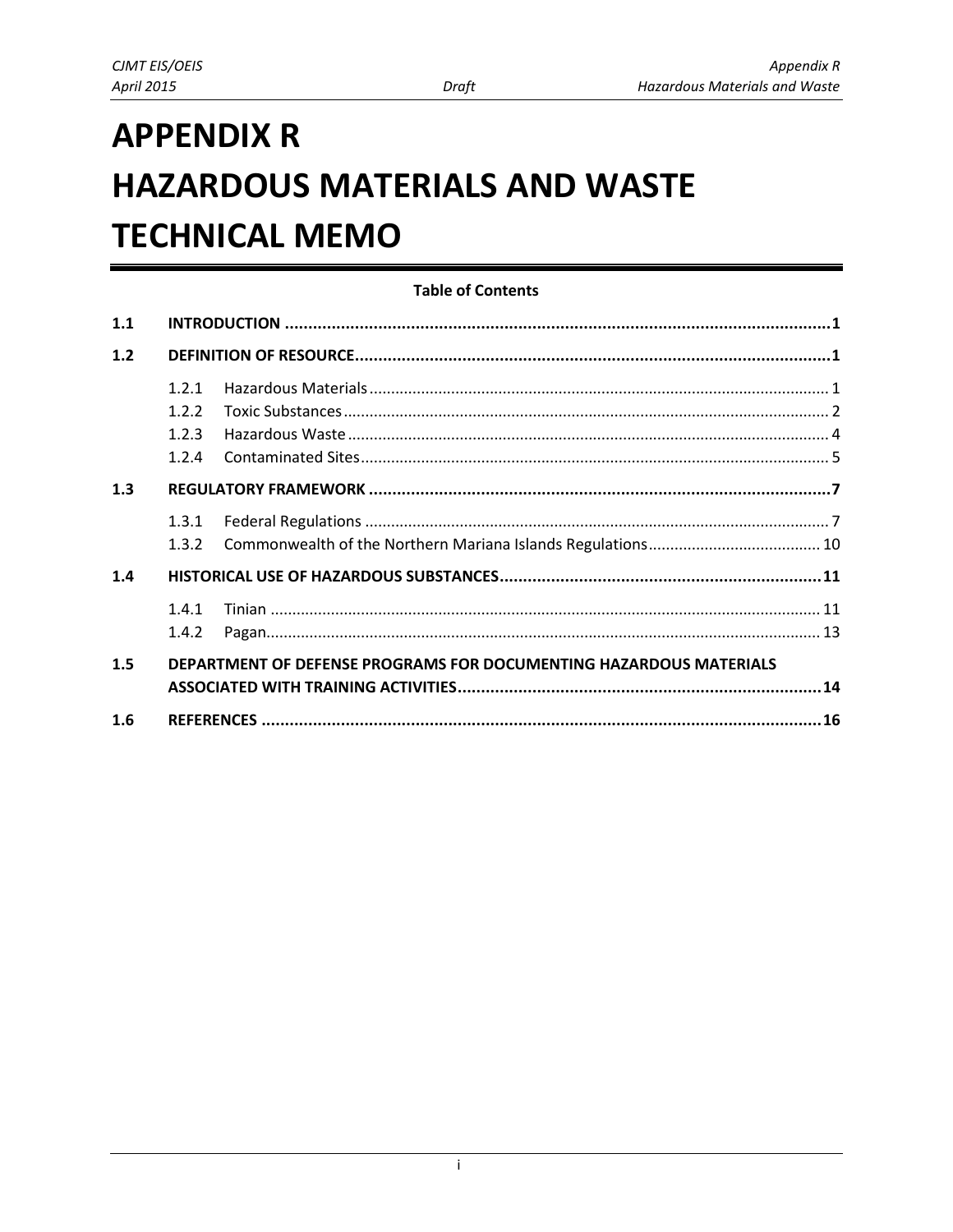# APPENDIX R
# HAZARDOUS MATERIALS AND WASTE TECHNICAL MEMO

**Table of Contents**

| | | |
|---|---|---|
| **1.1** | **INTRODUCTION** | **1** |
| **1.2** | **DEFINITION OF RESOURCE** | **1** |
| 1.2.1 | Hazardous Materials | 1 |
| 1.2.2 | Toxic Substances | 2 |
| 1.2.3 | Hazardous Waste | 4 |
| 1.2.4 | Contaminated Sites | 5 |
| **1.3** | **REGULATORY FRAMEWORK** | **7** |
| 1.3.1 | Federal Regulations | 7 |
| 1.3.2 | Commonwealth of the Northern Mariana Islands Regulations | 10 |
| **1.4** | **HISTORICAL USE OF HAZARDOUS SUBSTANCES** | **11** |
| 1.4.1 | Tinian | 11 |
| 1.4.2 | Pagan | 13 |
| **1.5** | **DEPARTMENT OF DEFENSE PROGRAMS FOR DOCUMENTING HAZARDOUS MATERIALS ASSOCIATED WITH TRAINING ACTIVITIES** | **14** |
| **1.6** | **REFERENCES** | **16** |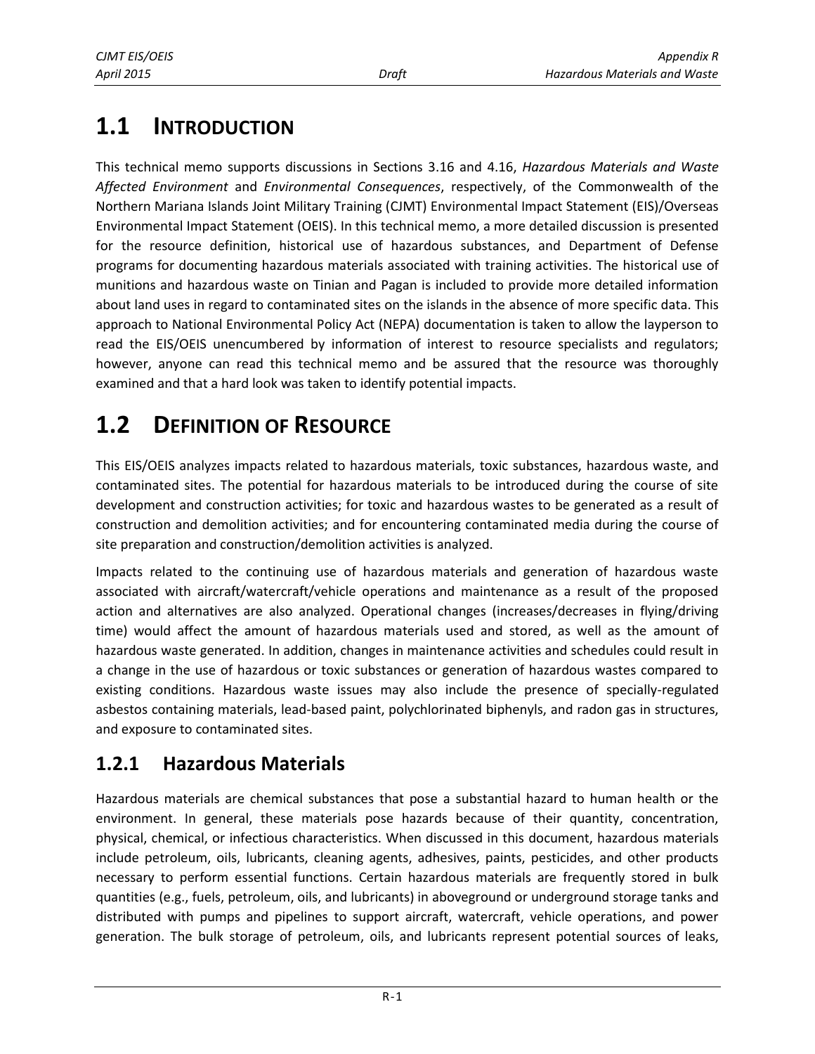# 1.1 INTRODUCTION

This technical memo supports discussions in Sections 3.16 and 4.16, *Hazardous Materials and Waste Affected Environment* and *Environmental Consequences*, respectively, of the Commonwealth of the Northern Mariana Islands Joint Military Training (CJMT) Environmental Impact Statement (EIS)/Overseas Environmental Impact Statement (OEIS). In this technical memo, a more detailed discussion is presented for the resource definition, historical use of hazardous substances, and Department of Defense programs for documenting hazardous materials associated with training activities. The historical use of munitions and hazardous waste on Tinian and Pagan is included to provide more detailed information about land uses in regard to contaminated sites on the islands in the absence of more specific data. This approach to National Environmental Policy Act (NEPA) documentation is taken to allow the layperson to read the EIS/OEIS unencumbered by information of interest to resource specialists and regulators; however, anyone can read this technical memo and be assured that the resource was thoroughly examined and that a hard look was taken to identify potential impacts.

# 1.2 DEFINITION OF RESOURCE

This EIS/OEIS analyzes impacts related to hazardous materials, toxic substances, hazardous waste, and contaminated sites. The potential for hazardous materials to be introduced during the course of site development and construction activities; for toxic and hazardous wastes to be generated as a result of construction and demolition activities; and for encountering contaminated media during the course of site preparation and construction/demolition activities is analyzed.

Impacts related to the continuing use of hazardous materials and generation of hazardous waste associated with aircraft/watercraft/vehicle operations and maintenance as a result of the proposed action and alternatives are also analyzed. Operational changes (increases/decreases in flying/driving time) would affect the amount of hazardous materials used and stored, as well as the amount of hazardous waste generated. In addition, changes in maintenance activities and schedules could result in a change in the use of hazardous or toxic substances or generation of hazardous wastes compared to existing conditions. Hazardous waste issues may also include the presence of specially-regulated asbestos containing materials, lead-based paint, polychlorinated biphenyls, and radon gas in structures, and exposure to contaminated sites.

## 1.2.1 Hazardous Materials

Hazardous materials are chemical substances that pose a substantial hazard to human health or the environment. In general, these materials pose hazards because of their quantity, concentration, physical, chemical, or infectious characteristics. When discussed in this document, hazardous materials include petroleum, oils, lubricants, cleaning agents, adhesives, paints, pesticides, and other products necessary to perform essential functions. Certain hazardous materials are frequently stored in bulk quantities (e.g., fuels, petroleum, oils, and lubricants) in aboveground or underground storage tanks and distributed with pumps and pipelines to support aircraft, watercraft, vehicle operations, and power generation. The bulk storage of petroleum, oils, and lubricants represent potential sources of leaks,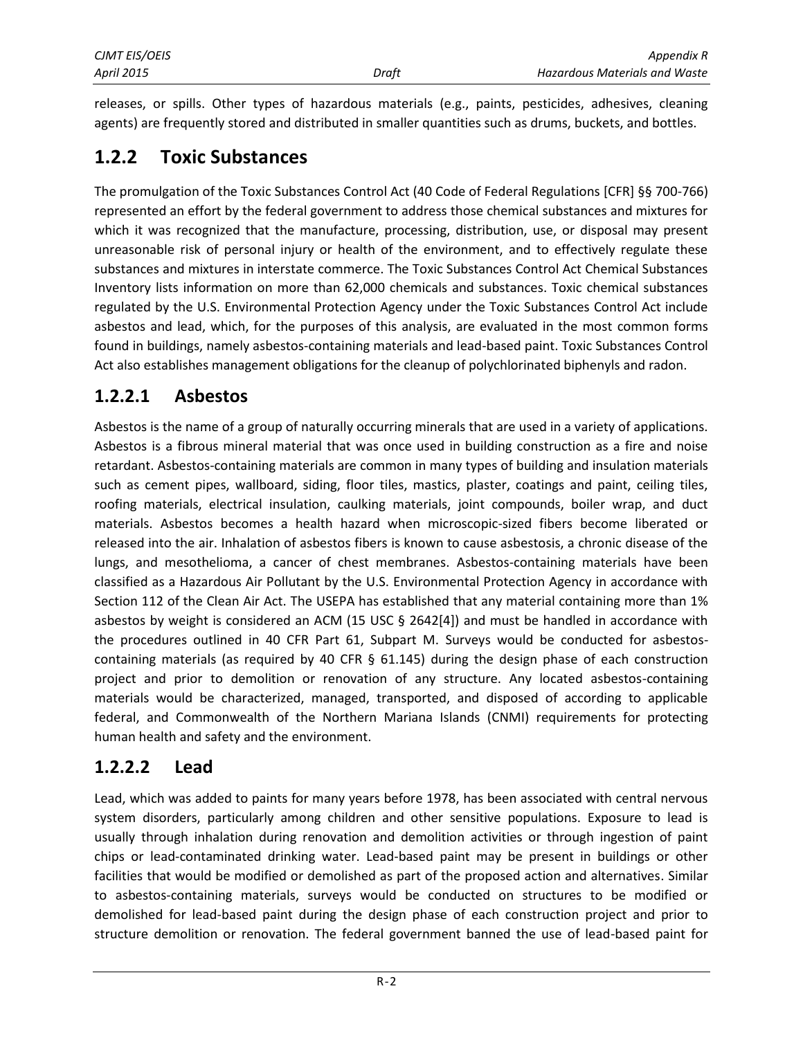releases, or spills. Other types of hazardous materials (e.g., paints, pesticides, adhesives, cleaning agents) are frequently stored and distributed in smaller quantities such as drums, buckets, and bottles.

## 1.2.2 Toxic Substances

The promulgation of the Toxic Substances Control Act (40 Code of Federal Regulations [CFR] §§ 700-766) represented an effort by the federal government to address those chemical substances and mixtures for which it was recognized that the manufacture, processing, distribution, use, or disposal may present unreasonable risk of personal injury or health of the environment, and to effectively regulate these substances and mixtures in interstate commerce. The Toxic Substances Control Act Chemical Substances Inventory lists information on more than 62,000 chemicals and substances. Toxic chemical substances regulated by the U.S. Environmental Protection Agency under the Toxic Substances Control Act include asbestos and lead, which, for the purposes of this analysis, are evaluated in the most common forms found in buildings, namely asbestos-containing materials and lead-based paint. Toxic Substances Control Act also establishes management obligations for the cleanup of polychlorinated biphenyls and radon.

### 1.2.2.1 Asbestos

Asbestos is the name of a group of naturally occurring minerals that are used in a variety of applications. Asbestos is a fibrous mineral material that was once used in building construction as a fire and noise retardant. Asbestos-containing materials are common in many types of building and insulation materials such as cement pipes, wallboard, siding, floor tiles, mastics, plaster, coatings and paint, ceiling tiles, roofing materials, electrical insulation, caulking materials, joint compounds, boiler wrap, and duct materials. Asbestos becomes a health hazard when microscopic-sized fibers become liberated or released into the air. Inhalation of asbestos fibers is known to cause asbestosis, a chronic disease of the lungs, and mesothelioma, a cancer of chest membranes. Asbestos-containing materials have been classified as a Hazardous Air Pollutant by the U.S. Environmental Protection Agency in accordance with Section 112 of the Clean Air Act. The USEPA has established that any material containing more than 1% asbestos by weight is considered an ACM (15 USC § 2642[4]) and must be handled in accordance with the procedures outlined in 40 CFR Part 61, Subpart M. Surveys would be conducted for asbestos-containing materials (as required by 40 CFR § 61.145) during the design phase of each construction project and prior to demolition or renovation of any structure. Any located asbestos-containing materials would be characterized, managed, transported, and disposed of according to applicable federal, and Commonwealth of the Northern Mariana Islands (CNMI) requirements for protecting human health and safety and the environment.

### 1.2.2.2 Lead

Lead, which was added to paints for many years before 1978, has been associated with central nervous system disorders, particularly among children and other sensitive populations. Exposure to lead is usually through inhalation during renovation and demolition activities or through ingestion of paint chips or lead-contaminated drinking water. Lead-based paint may be present in buildings or other facilities that would be modified or demolished as part of the proposed action and alternatives. Similar to asbestos-containing materials, surveys would be conducted on structures to be modified or demolished for lead-based paint during the design phase of each construction project and prior to structure demolition or renovation. The federal government banned the use of lead-based paint for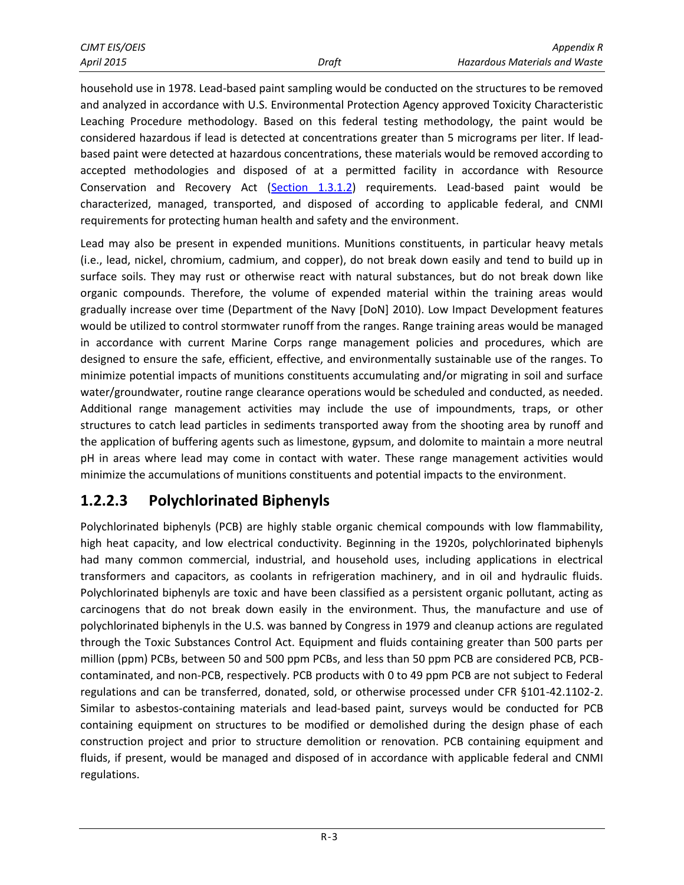household use in 1978. Lead-based paint sampling would be conducted on the structures to be removed and analyzed in accordance with U.S. Environmental Protection Agency approved Toxicity Characteristic Leaching Procedure methodology. Based on this federal testing methodology, the paint would be considered hazardous if lead is detected at concentrations greater than 5 micrograms per liter. If lead-based paint were detected at hazardous concentrations, these materials would be removed according to accepted methodologies and disposed of at a permitted facility in accordance with Resource Conservation and Recovery Act (Section 1.3.1.2) requirements. Lead-based paint would be characterized, managed, transported, and disposed of according to applicable federal, and CNMI requirements for protecting human health and safety and the environment.

Lead may also be present in expended munitions. Munitions constituents, in particular heavy metals (i.e., lead, nickel, chromium, cadmium, and copper), do not break down easily and tend to build up in surface soils. They may rust or otherwise react with natural substances, but do not break down like organic compounds. Therefore, the volume of expended material within the training areas would gradually increase over time (Department of the Navy [DoN] 2010). Low Impact Development features would be utilized to control stormwater runoff from the ranges. Range training areas would be managed in accordance with current Marine Corps range management policies and procedures, which are designed to ensure the safe, efficient, effective, and environmentally sustainable use of the ranges. To minimize potential impacts of munitions constituents accumulating and/or migrating in soil and surface water/groundwater, routine range clearance operations would be scheduled and conducted, as needed. Additional range management activities may include the use of impoundments, traps, or other structures to catch lead particles in sediments transported away from the shooting area by runoff and the application of buffering agents such as limestone, gypsum, and dolomite to maintain a more neutral pH in areas where lead may come in contact with water. These range management activities would minimize the accumulations of munitions constituents and potential impacts to the environment.

## 1.2.2.3 Polychlorinated Biphenyls

Polychlorinated biphenyls (PCB) are highly stable organic chemical compounds with low flammability, high heat capacity, and low electrical conductivity. Beginning in the 1920s, polychlorinated biphenyls had many common commercial, industrial, and household uses, including applications in electrical transformers and capacitors, as coolants in refrigeration machinery, and in oil and hydraulic fluids. Polychlorinated biphenyls are toxic and have been classified as a persistent organic pollutant, acting as carcinogens that do not break down easily in the environment. Thus, the manufacture and use of polychlorinated biphenyls in the U.S. was banned by Congress in 1979 and cleanup actions are regulated through the Toxic Substances Control Act. Equipment and fluids containing greater than 500 parts per million (ppm) PCBs, between 50 and 500 ppm PCBs, and less than 50 ppm PCB are considered PCB, PCB-contaminated, and non-PCB, respectively. PCB products with 0 to 49 ppm PCB are not subject to Federal regulations and can be transferred, donated, sold, or otherwise processed under CFR §101-42.1102-2. Similar to asbestos-containing materials and lead-based paint, surveys would be conducted for PCB containing equipment on structures to be modified or demolished during the design phase of each construction project and prior to structure demolition or renovation. PCB containing equipment and fluids, if present, would be managed and disposed of in accordance with applicable federal and CNMI regulations.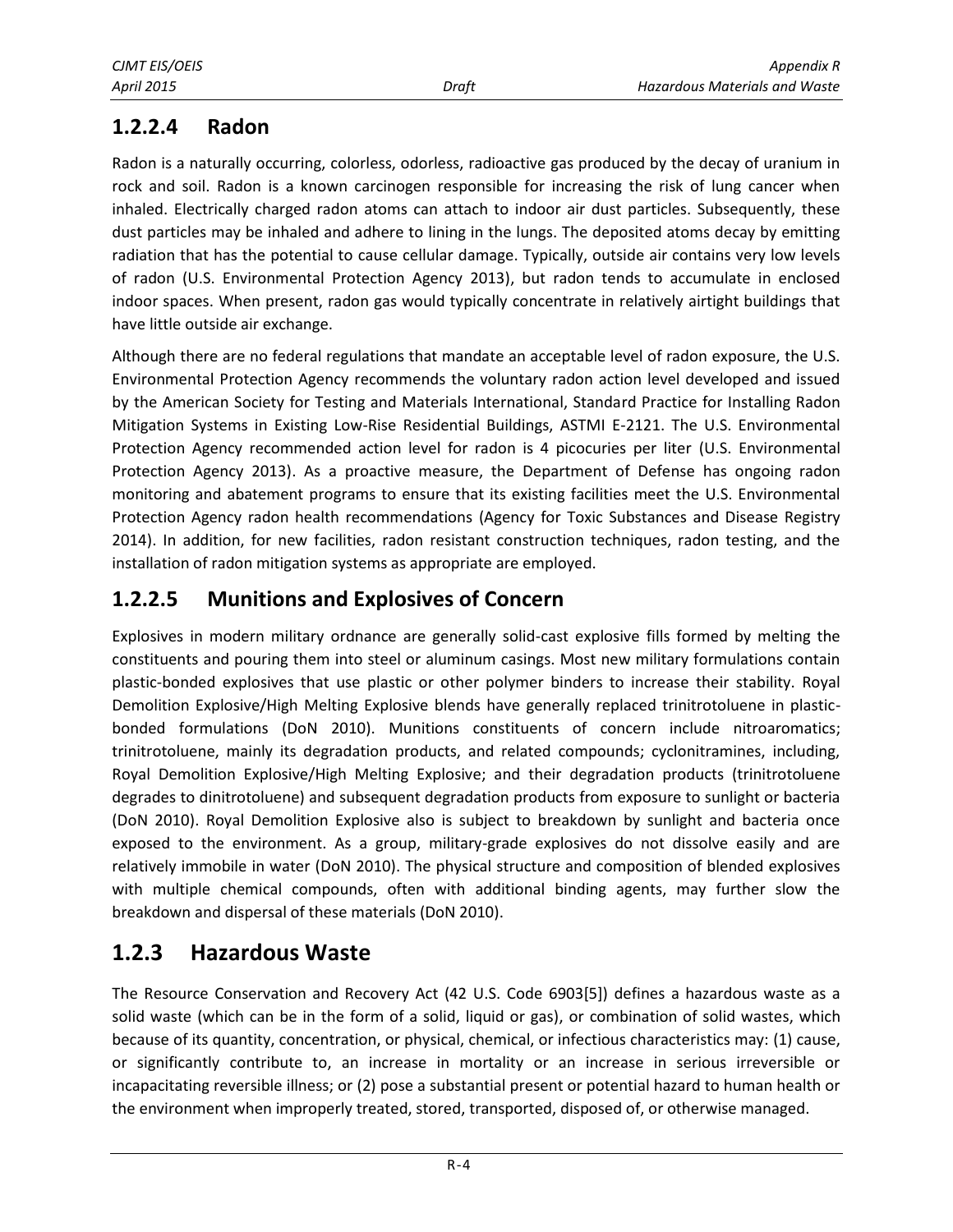### 1.2.2.4 Radon

Radon is a naturally occurring, colorless, odorless, radioactive gas produced by the decay of uranium in rock and soil. Radon is a known carcinogen responsible for increasing the risk of lung cancer when inhaled. Electrically charged radon atoms can attach to indoor air dust particles. Subsequently, these dust particles may be inhaled and adhere to lining in the lungs. The deposited atoms decay by emitting radiation that has the potential to cause cellular damage. Typically, outside air contains very low levels of radon (U.S. Environmental Protection Agency 2013), but radon tends to accumulate in enclosed indoor spaces. When present, radon gas would typically concentrate in relatively airtight buildings that have little outside air exchange.

Although there are no federal regulations that mandate an acceptable level of radon exposure, the U.S. Environmental Protection Agency recommends the voluntary radon action level developed and issued by the American Society for Testing and Materials International, Standard Practice for Installing Radon Mitigation Systems in Existing Low-Rise Residential Buildings, ASTMI E-2121. The U.S. Environmental Protection Agency recommended action level for radon is 4 picocuries per liter (U.S. Environmental Protection Agency 2013). As a proactive measure, the Department of Defense has ongoing radon monitoring and abatement programs to ensure that its existing facilities meet the U.S. Environmental Protection Agency radon health recommendations (Agency for Toxic Substances and Disease Registry 2014). In addition, for new facilities, radon resistant construction techniques, radon testing, and the installation of radon mitigation systems as appropriate are employed.

### 1.2.2.5 Munitions and Explosives of Concern

Explosives in modern military ordnance are generally solid-cast explosive fills formed by melting the constituents and pouring them into steel or aluminum casings. Most new military formulations contain plastic-bonded explosives that use plastic or other polymer binders to increase their stability. Royal Demolition Explosive/High Melting Explosive blends have generally replaced trinitrotoluene in plastic-bonded formulations (DoN 2010). Munitions constituents of concern include nitroaromatics; trinitrotoluene, mainly its degradation products, and related compounds; cyclonitramines, including, Royal Demolition Explosive/High Melting Explosive; and their degradation products (trinitrotoluene degrades to dinitrotoluene) and subsequent degradation products from exposure to sunlight or bacteria (DoN 2010). Royal Demolition Explosive also is subject to breakdown by sunlight and bacteria once exposed to the environment. As a group, military-grade explosives do not dissolve easily and are relatively immobile in water (DoN 2010). The physical structure and composition of blended explosives with multiple chemical compounds, often with additional binding agents, may further slow the breakdown and dispersal of these materials (DoN 2010).

## 1.2.3 Hazardous Waste

The Resource Conservation and Recovery Act (42 U.S. Code 6903[5]) defines a hazardous waste as a solid waste (which can be in the form of a solid, liquid or gas), or combination of solid wastes, which because of its quantity, concentration, or physical, chemical, or infectious characteristics may: (1) cause, or significantly contribute to, an increase in mortality or an increase in serious irreversible or incapacitating reversible illness; or (2) pose a substantial present or potential hazard to human health or the environment when improperly treated, stored, transported, disposed of, or otherwise managed.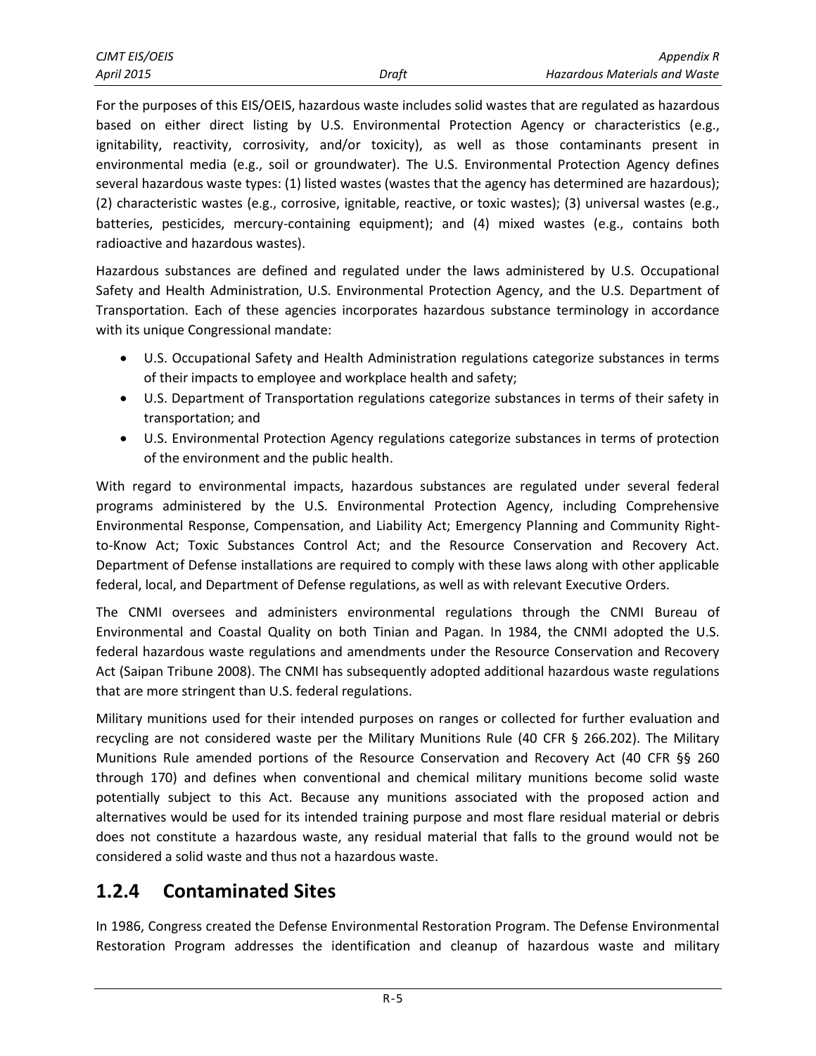For the purposes of this EIS/OEIS, hazardous waste includes solid wastes that are regulated as hazardous based on either direct listing by U.S. Environmental Protection Agency or characteristics (e.g., ignitability, reactivity, corrosivity, and/or toxicity), as well as those contaminants present in environmental media (e.g., soil or groundwater). The U.S. Environmental Protection Agency defines several hazardous waste types: (1) listed wastes (wastes that the agency has determined are hazardous); (2) characteristic wastes (e.g., corrosive, ignitable, reactive, or toxic wastes); (3) universal wastes (e.g., batteries, pesticides, mercury-containing equipment); and (4) mixed wastes (e.g., contains both radioactive and hazardous wastes).

Hazardous substances are defined and regulated under the laws administered by U.S. Occupational Safety and Health Administration, U.S. Environmental Protection Agency, and the U.S. Department of Transportation. Each of these agencies incorporates hazardous substance terminology in accordance with its unique Congressional mandate:

- U.S. Occupational Safety and Health Administration regulations categorize substances in terms of their impacts to employee and workplace health and safety;
- U.S. Department of Transportation regulations categorize substances in terms of their safety in transportation; and
- U.S. Environmental Protection Agency regulations categorize substances in terms of protection of the environment and the public health.

With regard to environmental impacts, hazardous substances are regulated under several federal programs administered by the U.S. Environmental Protection Agency, including Comprehensive Environmental Response, Compensation, and Liability Act; Emergency Planning and Community Right-to-Know Act; Toxic Substances Control Act; and the Resource Conservation and Recovery Act. Department of Defense installations are required to comply with these laws along with other applicable federal, local, and Department of Defense regulations, as well as with relevant Executive Orders.

The CNMI oversees and administers environmental regulations through the CNMI Bureau of Environmental and Coastal Quality on both Tinian and Pagan. In 1984, the CNMI adopted the U.S. federal hazardous waste regulations and amendments under the Resource Conservation and Recovery Act (Saipan Tribune 2008). The CNMI has subsequently adopted additional hazardous waste regulations that are more stringent than U.S. federal regulations.

Military munitions used for their intended purposes on ranges or collected for further evaluation and recycling are not considered waste per the Military Munitions Rule (40 CFR § 266.202). The Military Munitions Rule amended portions of the Resource Conservation and Recovery Act (40 CFR §§ 260 through 170) and defines when conventional and chemical military munitions become solid waste potentially subject to this Act. Because any munitions associated with the proposed action and alternatives would be used for its intended training purpose and most flare residual material or debris does not constitute a hazardous waste, any residual material that falls to the ground would not be considered a solid waste and thus not a hazardous waste.

## 1.2.4 Contaminated Sites

In 1986, Congress created the Defense Environmental Restoration Program. The Defense Environmental Restoration Program addresses the identification and cleanup of hazardous waste and military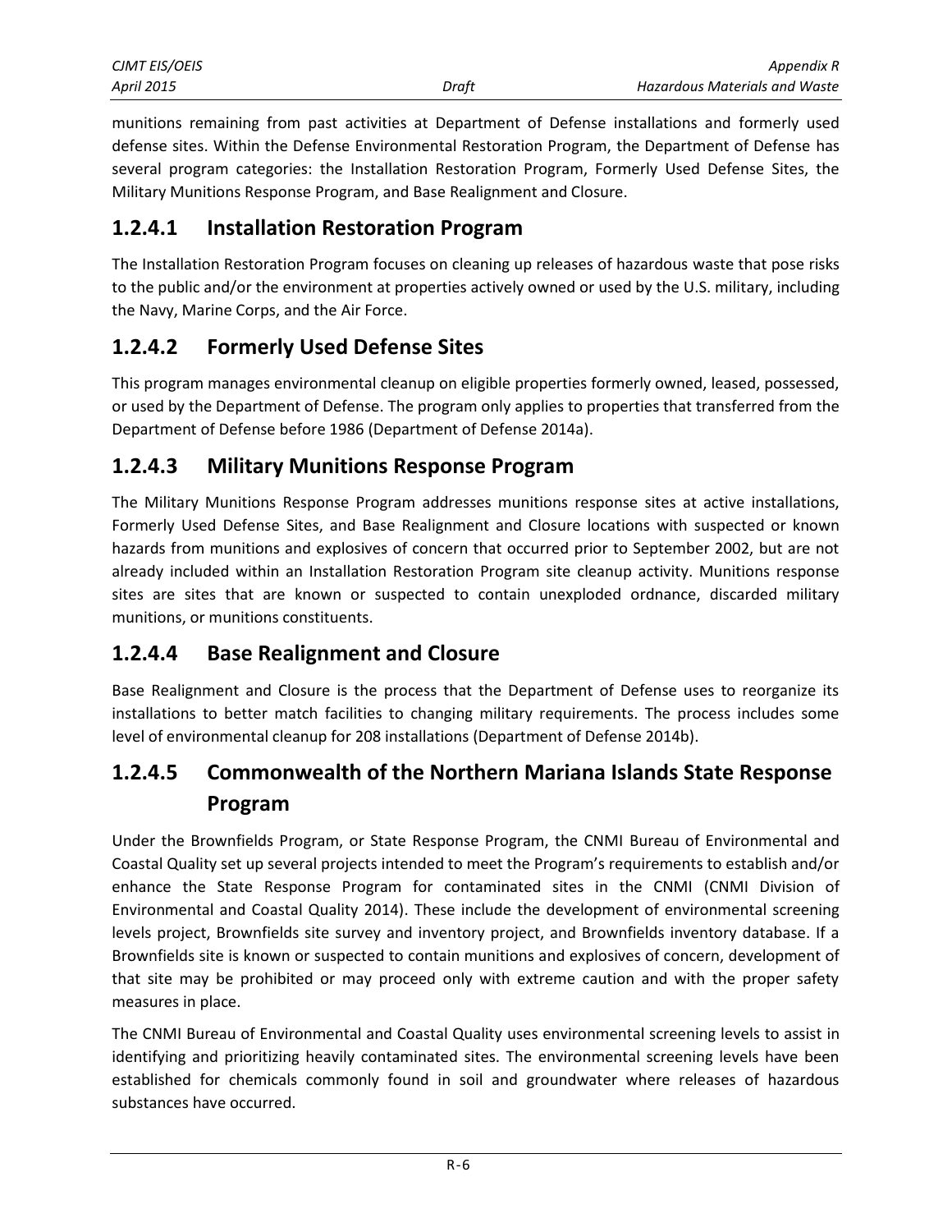munitions remaining from past activities at Department of Defense installations and formerly used defense sites. Within the Defense Environmental Restoration Program, the Department of Defense has several program categories: the Installation Restoration Program, Formerly Used Defense Sites, the Military Munitions Response Program, and Base Realignment and Closure.

### 1.2.4.1 Installation Restoration Program

The Installation Restoration Program focuses on cleaning up releases of hazardous waste that pose risks to the public and/or the environment at properties actively owned or used by the U.S. military, including the Navy, Marine Corps, and the Air Force.

### 1.2.4.2 Formerly Used Defense Sites

This program manages environmental cleanup on eligible properties formerly owned, leased, possessed, or used by the Department of Defense. The program only applies to properties that transferred from the Department of Defense before 1986 (Department of Defense 2014a).

### 1.2.4.3 Military Munitions Response Program

The Military Munitions Response Program addresses munitions response sites at active installations, Formerly Used Defense Sites, and Base Realignment and Closure locations with suspected or known hazards from munitions and explosives of concern that occurred prior to September 2002, but are not already included within an Installation Restoration Program site cleanup activity. Munitions response sites are sites that are known or suspected to contain unexploded ordnance, discarded military munitions, or munitions constituents.

### 1.2.4.4 Base Realignment and Closure

Base Realignment and Closure is the process that the Department of Defense uses to reorganize its installations to better match facilities to changing military requirements. The process includes some level of environmental cleanup for 208 installations (Department of Defense 2014b).

### 1.2.4.5 Commonwealth of the Northern Mariana Islands State Response Program

Under the Brownfields Program, or State Response Program, the CNMI Bureau of Environmental and Coastal Quality set up several projects intended to meet the Program's requirements to establish and/or enhance the State Response Program for contaminated sites in the CNMI (CNMI Division of Environmental and Coastal Quality 2014). These include the development of environmental screening levels project, Brownfields site survey and inventory project, and Brownfields inventory database. If a Brownfields site is known or suspected to contain munitions and explosives of concern, development of that site may be prohibited or may proceed only with extreme caution and with the proper safety measures in place.

The CNMI Bureau of Environmental and Coastal Quality uses environmental screening levels to assist in identifying and prioritizing heavily contaminated sites. The environmental screening levels have been established for chemicals commonly found in soil and groundwater where releases of hazardous substances have occurred.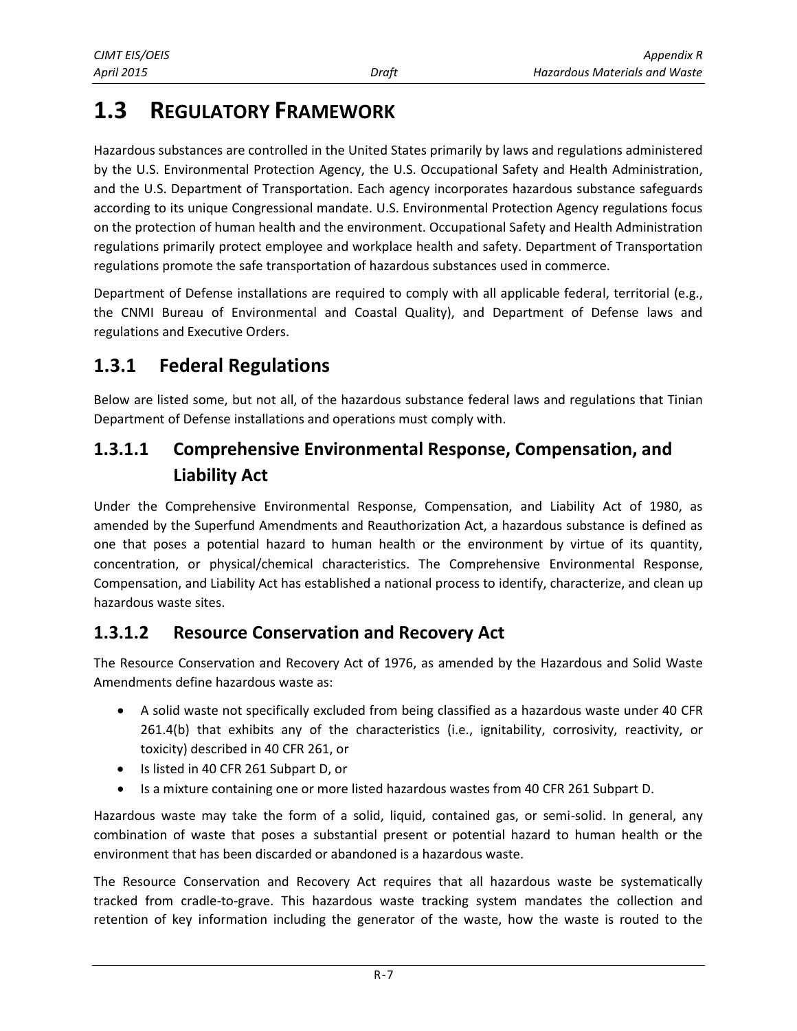# 1.3 REGULATORY FRAMEWORK

Hazardous substances are controlled in the United States primarily by laws and regulations administered by the U.S. Environmental Protection Agency, the U.S. Occupational Safety and Health Administration, and the U.S. Department of Transportation. Each agency incorporates hazardous substance safeguards according to its unique Congressional mandate. U.S. Environmental Protection Agency regulations focus on the protection of human health and the environment. Occupational Safety and Health Administration regulations primarily protect employee and workplace health and safety. Department of Transportation regulations promote the safe transportation of hazardous substances used in commerce.

Department of Defense installations are required to comply with all applicable federal, territorial (e.g., the CNMI Bureau of Environmental and Coastal Quality), and Department of Defense laws and regulations and Executive Orders.

## 1.3.1 Federal Regulations

Below are listed some, but not all, of the hazardous substance federal laws and regulations that Tinian Department of Defense installations and operations must comply with.

### 1.3.1.1 Comprehensive Environmental Response, Compensation, and Liability Act

Under the Comprehensive Environmental Response, Compensation, and Liability Act of 1980, as amended by the Superfund Amendments and Reauthorization Act, a hazardous substance is defined as one that poses a potential hazard to human health or the environment by virtue of its quantity, concentration, or physical/chemical characteristics. The Comprehensive Environmental Response, Compensation, and Liability Act has established a national process to identify, characterize, and clean up hazardous waste sites.

### 1.3.1.2 Resource Conservation and Recovery Act

The Resource Conservation and Recovery Act of 1976, as amended by the Hazardous and Solid Waste Amendments define hazardous waste as:

- A solid waste not specifically excluded from being classified as a hazardous waste under 40 CFR 261.4(b) that exhibits any of the characteristics (i.e., ignitability, corrosivity, reactivity, or toxicity) described in 40 CFR 261, or
- Is listed in 40 CFR 261 Subpart D, or
- Is a mixture containing one or more listed hazardous wastes from 40 CFR 261 Subpart D.

Hazardous waste may take the form of a solid, liquid, contained gas, or semi-solid. In general, any combination of waste that poses a substantial present or potential hazard to human health or the environment that has been discarded or abandoned is a hazardous waste.

The Resource Conservation and Recovery Act requires that all hazardous waste be systematically tracked from cradle-to-grave. This hazardous waste tracking system mandates the collection and retention of key information including the generator of the waste, how the waste is routed to the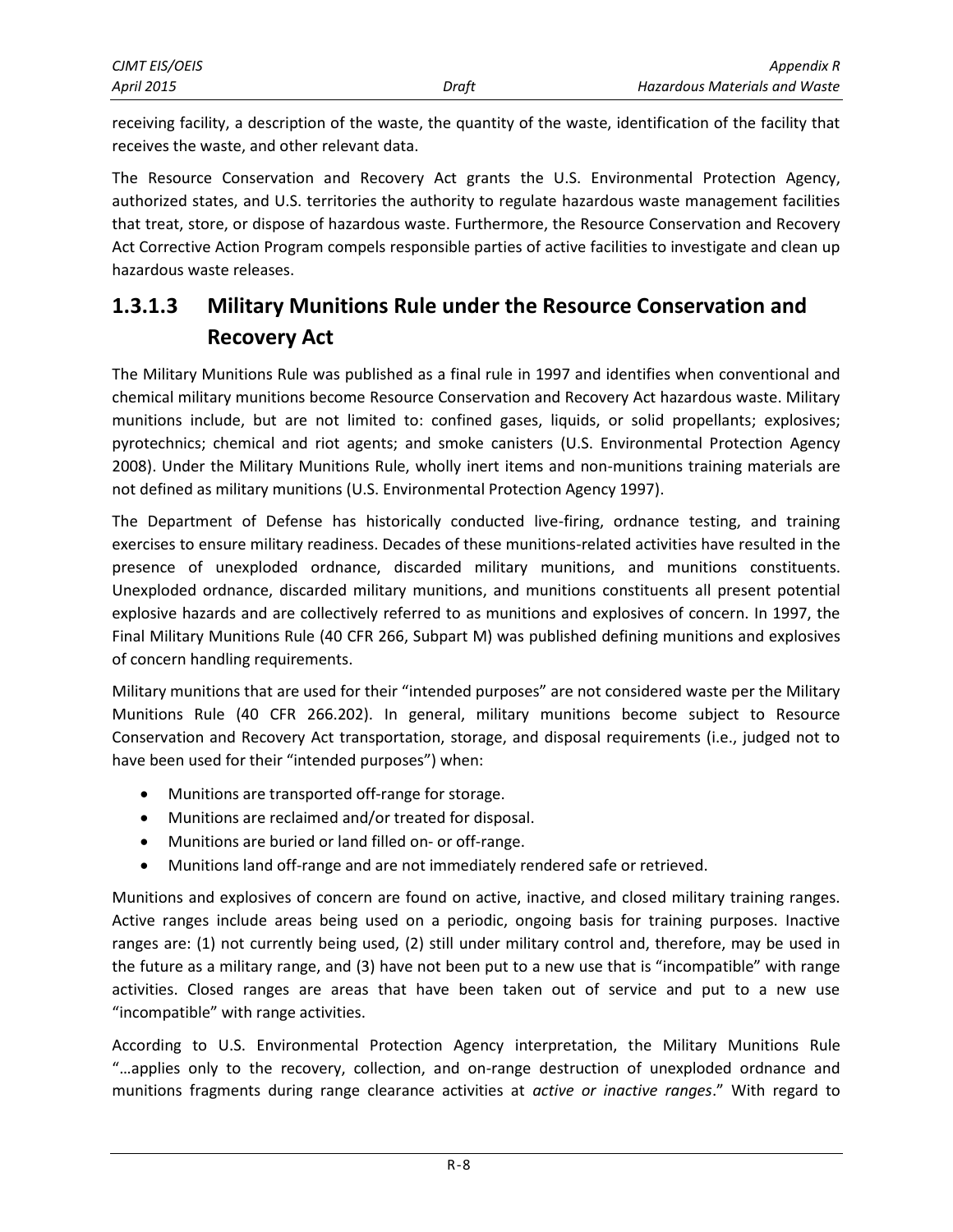receiving facility, a description of the waste, the quantity of the waste, identification of the facility that receives the waste, and other relevant data.

The Resource Conservation and Recovery Act grants the U.S. Environmental Protection Agency, authorized states, and U.S. territories the authority to regulate hazardous waste management facilities that treat, store, or dispose of hazardous waste. Furthermore, the Resource Conservation and Recovery Act Corrective Action Program compels responsible parties of active facilities to investigate and clean up hazardous waste releases.

### 1.3.1.3 Military Munitions Rule under the Resource Conservation and Recovery Act

The Military Munitions Rule was published as a final rule in 1997 and identifies when conventional and chemical military munitions become Resource Conservation and Recovery Act hazardous waste. Military munitions include, but are not limited to: confined gases, liquids, or solid propellants; explosives; pyrotechnics; chemical and riot agents; and smoke canisters (U.S. Environmental Protection Agency 2008). Under the Military Munitions Rule, wholly inert items and non-munitions training materials are not defined as military munitions (U.S. Environmental Protection Agency 1997).

The Department of Defense has historically conducted live-firing, ordnance testing, and training exercises to ensure military readiness. Decades of these munitions-related activities have resulted in the presence of unexploded ordnance, discarded military munitions, and munitions constituents. Unexploded ordnance, discarded military munitions, and munitions constituents all present potential explosive hazards and are collectively referred to as munitions and explosives of concern. In 1997, the Final Military Munitions Rule (40 CFR 266, Subpart M) was published defining munitions and explosives of concern handling requirements.

Military munitions that are used for their "intended purposes" are not considered waste per the Military Munitions Rule (40 CFR 266.202). In general, military munitions become subject to Resource Conservation and Recovery Act transportation, storage, and disposal requirements (i.e., judged not to have been used for their "intended purposes") when:

- Munitions are transported off-range for storage.
- Munitions are reclaimed and/or treated for disposal.
- Munitions are buried or land filled on- or off-range.
- Munitions land off-range and are not immediately rendered safe or retrieved.

Munitions and explosives of concern are found on active, inactive, and closed military training ranges. Active ranges include areas being used on a periodic, ongoing basis for training purposes. Inactive ranges are: (1) not currently being used, (2) still under military control and, therefore, may be used in the future as a military range, and (3) have not been put to a new use that is "incompatible" with range activities. Closed ranges are areas that have been taken out of service and put to a new use "incompatible" with range activities.

According to U.S. Environmental Protection Agency interpretation, the Military Munitions Rule "…applies only to the recovery, collection, and on-range destruction of unexploded ordnance and munitions fragments during range clearance activities at *active or inactive ranges*." With regard to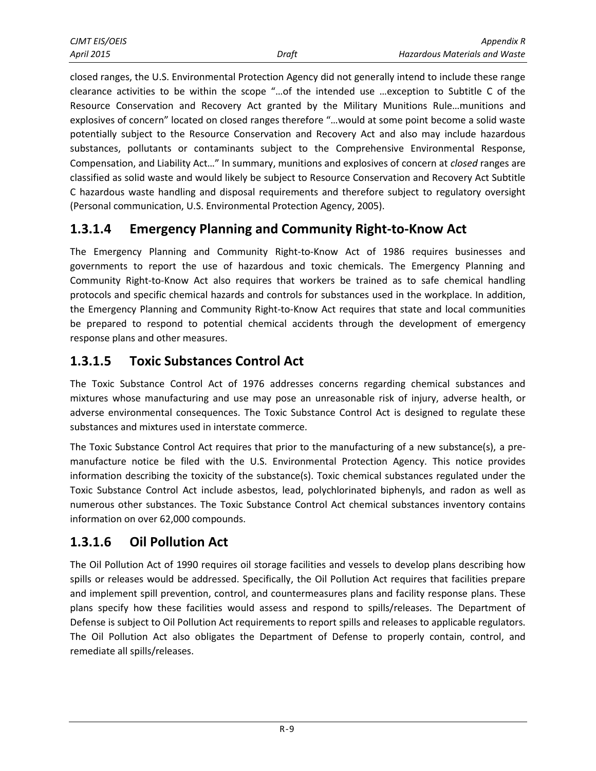closed ranges, the U.S. Environmental Protection Agency did not generally intend to include these range clearance activities to be within the scope "…of the intended use …exception to Subtitle C of the Resource Conservation and Recovery Act granted by the Military Munitions Rule…munitions and explosives of concern" located on closed ranges therefore "…would at some point become a solid waste potentially subject to the Resource Conservation and Recovery Act and also may include hazardous substances, pollutants or contaminants subject to the Comprehensive Environmental Response, Compensation, and Liability Act…" In summary, munitions and explosives of concern at *closed* ranges are classified as solid waste and would likely be subject to Resource Conservation and Recovery Act Subtitle C hazardous waste handling and disposal requirements and therefore subject to regulatory oversight (Personal communication, U.S. Environmental Protection Agency, 2005).

## 1.3.1.4 Emergency Planning and Community Right-to-Know Act

The Emergency Planning and Community Right-to-Know Act of 1986 requires businesses and governments to report the use of hazardous and toxic chemicals. The Emergency Planning and Community Right-to-Know Act also requires that workers be trained as to safe chemical handling protocols and specific chemical hazards and controls for substances used in the workplace. In addition, the Emergency Planning and Community Right-to-Know Act requires that state and local communities be prepared to respond to potential chemical accidents through the development of emergency response plans and other measures.

## 1.3.1.5 Toxic Substances Control Act

The Toxic Substance Control Act of 1976 addresses concerns regarding chemical substances and mixtures whose manufacturing and use may pose an unreasonable risk of injury, adverse health, or adverse environmental consequences. The Toxic Substance Control Act is designed to regulate these substances and mixtures used in interstate commerce.

The Toxic Substance Control Act requires that prior to the manufacturing of a new substance(s), a pre-manufacture notice be filed with the U.S. Environmental Protection Agency. This notice provides information describing the toxicity of the substance(s). Toxic chemical substances regulated under the Toxic Substance Control Act include asbestos, lead, polychlorinated biphenyls, and radon as well as numerous other substances. The Toxic Substance Control Act chemical substances inventory contains information on over 62,000 compounds.

## 1.3.1.6 Oil Pollution Act

The Oil Pollution Act of 1990 requires oil storage facilities and vessels to develop plans describing how spills or releases would be addressed. Specifically, the Oil Pollution Act requires that facilities prepare and implement spill prevention, control, and countermeasures plans and facility response plans. These plans specify how these facilities would assess and respond to spills/releases. The Department of Defense is subject to Oil Pollution Act requirements to report spills and releases to applicable regulators. The Oil Pollution Act also obligates the Department of Defense to properly contain, control, and remediate all spills/releases.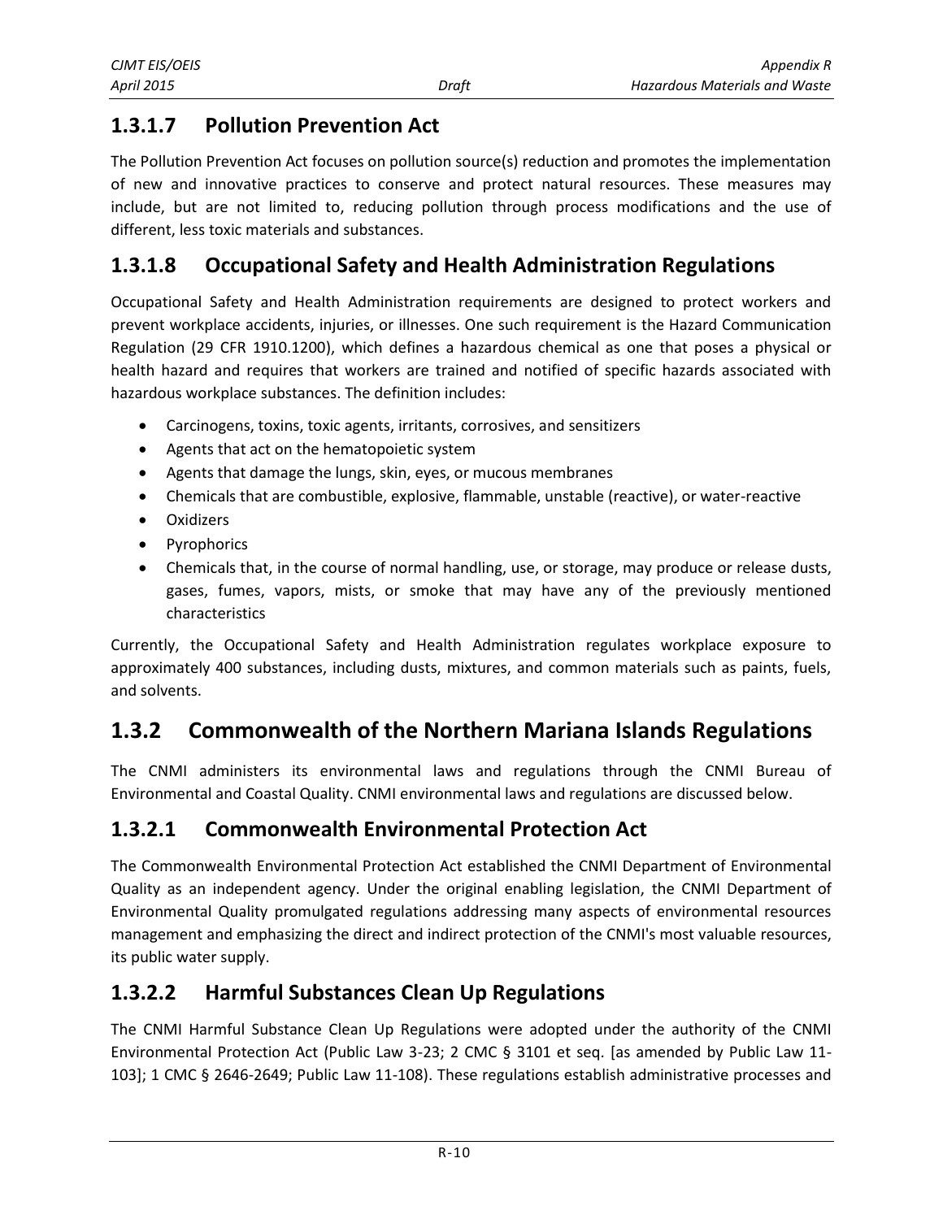### 1.3.1.7 Pollution Prevention Act

The Pollution Prevention Act focuses on pollution source(s) reduction and promotes the implementation of new and innovative practices to conserve and protect natural resources. These measures may include, but are not limited to, reducing pollution through process modifications and the use of different, less toxic materials and substances.

### 1.3.1.8 Occupational Safety and Health Administration Regulations

Occupational Safety and Health Administration requirements are designed to protect workers and prevent workplace accidents, injuries, or illnesses. One such requirement is the Hazard Communication Regulation (29 CFR 1910.1200), which defines a hazardous chemical as one that poses a physical or health hazard and requires that workers are trained and notified of specific hazards associated with hazardous workplace substances. The definition includes:

- Carcinogens, toxins, toxic agents, irritants, corrosives, and sensitizers
- Agents that act on the hematopoietic system
- Agents that damage the lungs, skin, eyes, or mucous membranes
- Chemicals that are combustible, explosive, flammable, unstable (reactive), or water-reactive
- Oxidizers
- Pyrophorics
- Chemicals that, in the course of normal handling, use, or storage, may produce or release dusts, gases, fumes, vapors, mists, or smoke that may have any of the previously mentioned characteristics

Currently, the Occupational Safety and Health Administration regulates workplace exposure to approximately 400 substances, including dusts, mixtures, and common materials such as paints, fuels, and solvents.

## 1.3.2 Commonwealth of the Northern Mariana Islands Regulations

The CNMI administers its environmental laws and regulations through the CNMI Bureau of Environmental and Coastal Quality. CNMI environmental laws and regulations are discussed below.

### 1.3.2.1 Commonwealth Environmental Protection Act

The Commonwealth Environmental Protection Act established the CNMI Department of Environmental Quality as an independent agency. Under the original enabling legislation, the CNMI Department of Environmental Quality promulgated regulations addressing many aspects of environmental resources management and emphasizing the direct and indirect protection of the CNMI's most valuable resources, its public water supply.

### 1.3.2.2 Harmful Substances Clean Up Regulations

The CNMI Harmful Substance Clean Up Regulations were adopted under the authority of the CNMI Environmental Protection Act (Public Law 3-23; 2 CMC § 3101 et seq. [as amended by Public Law 11-103]; 1 CMC § 2646-2649; Public Law 11-108). These regulations establish administrative processes and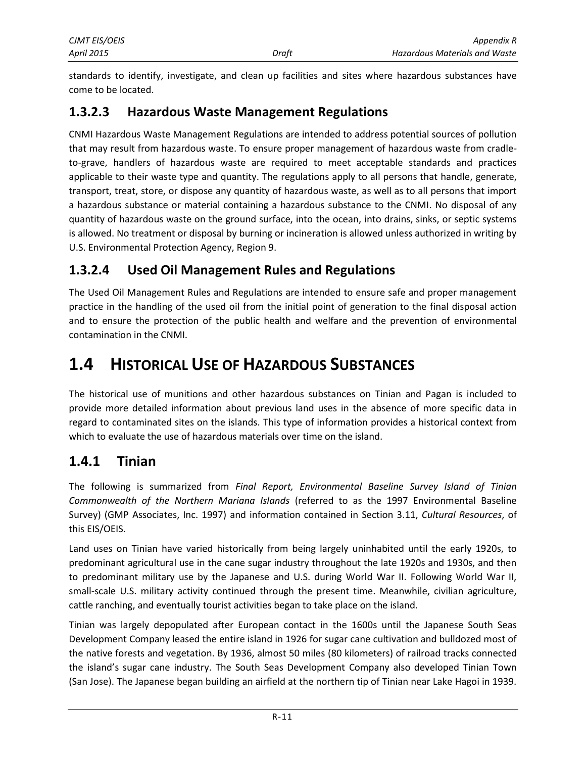standards to identify, investigate, and clean up facilities and sites where hazardous substances have come to be located.

### 1.3.2.3 Hazardous Waste Management Regulations

CNMI Hazardous Waste Management Regulations are intended to address potential sources of pollution that may result from hazardous waste. To ensure proper management of hazardous waste from cradle-to-grave, handlers of hazardous waste are required to meet acceptable standards and practices applicable to their waste type and quantity. The regulations apply to all persons that handle, generate, transport, treat, store, or dispose any quantity of hazardous waste, as well as to all persons that import a hazardous substance or material containing a hazardous substance to the CNMI. No disposal of any quantity of hazardous waste on the ground surface, into the ocean, into drains, sinks, or septic systems is allowed. No treatment or disposal by burning or incineration is allowed unless authorized in writing by U.S. Environmental Protection Agency, Region 9.

### 1.3.2.4 Used Oil Management Rules and Regulations

The Used Oil Management Rules and Regulations are intended to ensure safe and proper management practice in the handling of the used oil from the initial point of generation to the final disposal action and to ensure the protection of the public health and welfare and the prevention of environmental contamination in the CNMI.

# 1.4 HISTORICAL USE OF HAZARDOUS SUBSTANCES

The historical use of munitions and other hazardous substances on Tinian and Pagan is included to provide more detailed information about previous land uses in the absence of more specific data in regard to contaminated sites on the islands. This type of information provides a historical context from which to evaluate the use of hazardous materials over time on the island.

## 1.4.1 Tinian

The following is summarized from *Final Report, Environmental Baseline Survey Island of Tinian Commonwealth of the Northern Mariana Islands* (referred to as the 1997 Environmental Baseline Survey) (GMP Associates, Inc. 1997) and information contained in Section 3.11, *Cultural Resources*, of this EIS/OEIS.

Land uses on Tinian have varied historically from being largely uninhabited until the early 1920s, to predominant agricultural use in the cane sugar industry throughout the late 1920s and 1930s, and then to predominant military use by the Japanese and U.S. during World War II. Following World War II, small-scale U.S. military activity continued through the present time. Meanwhile, civilian agriculture, cattle ranching, and eventually tourist activities began to take place on the island.

Tinian was largely depopulated after European contact in the 1600s until the Japanese South Seas Development Company leased the entire island in 1926 for sugar cane cultivation and bulldozed most of the native forests and vegetation. By 1936, almost 50 miles (80 kilometers) of railroad tracks connected the island's sugar cane industry. The South Seas Development Company also developed Tinian Town (San Jose). The Japanese began building an airfield at the northern tip of Tinian near Lake Hagoi in 1939.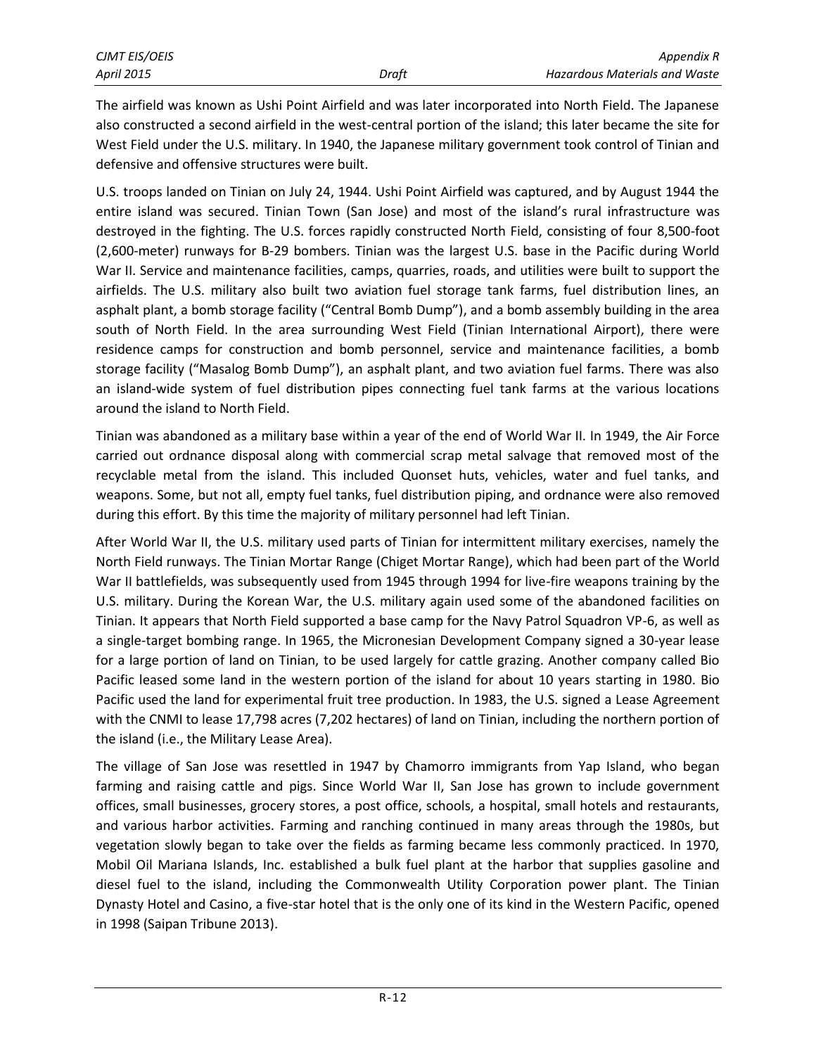The airfield was known as Ushi Point Airfield and was later incorporated into North Field. The Japanese also constructed a second airfield in the west-central portion of the island; this later became the site for West Field under the U.S. military. In 1940, the Japanese military government took control of Tinian and defensive and offensive structures were built.

U.S. troops landed on Tinian on July 24, 1944. Ushi Point Airfield was captured, and by August 1944 the entire island was secured. Tinian Town (San Jose) and most of the island's rural infrastructure was destroyed in the fighting. The U.S. forces rapidly constructed North Field, consisting of four 8,500-foot (2,600-meter) runways for B-29 bombers. Tinian was the largest U.S. base in the Pacific during World War II. Service and maintenance facilities, camps, quarries, roads, and utilities were built to support the airfields. The U.S. military also built two aviation fuel storage tank farms, fuel distribution lines, an asphalt plant, a bomb storage facility ("Central Bomb Dump"), and a bomb assembly building in the area south of North Field. In the area surrounding West Field (Tinian International Airport), there were residence camps for construction and bomb personnel, service and maintenance facilities, a bomb storage facility ("Masalog Bomb Dump"), an asphalt plant, and two aviation fuel farms. There was also an island-wide system of fuel distribution pipes connecting fuel tank farms at the various locations around the island to North Field.

Tinian was abandoned as a military base within a year of the end of World War II. In 1949, the Air Force carried out ordnance disposal along with commercial scrap metal salvage that removed most of the recyclable metal from the island. This included Quonset huts, vehicles, water and fuel tanks, and weapons. Some, but not all, empty fuel tanks, fuel distribution piping, and ordnance were also removed during this effort. By this time the majority of military personnel had left Tinian.

After World War II, the U.S. military used parts of Tinian for intermittent military exercises, namely the North Field runways. The Tinian Mortar Range (Chiget Mortar Range), which had been part of the World War II battlefields, was subsequently used from 1945 through 1994 for live-fire weapons training by the U.S. military. During the Korean War, the U.S. military again used some of the abandoned facilities on Tinian. It appears that North Field supported a base camp for the Navy Patrol Squadron VP-6, as well as a single-target bombing range. In 1965, the Micronesian Development Company signed a 30-year lease for a large portion of land on Tinian, to be used largely for cattle grazing. Another company called Bio Pacific leased some land in the western portion of the island for about 10 years starting in 1980. Bio Pacific used the land for experimental fruit tree production. In 1983, the U.S. signed a Lease Agreement with the CNMI to lease 17,798 acres (7,202 hectares) of land on Tinian, including the northern portion of the island (i.e., the Military Lease Area).

The village of San Jose was resettled in 1947 by Chamorro immigrants from Yap Island, who began farming and raising cattle and pigs. Since World War II, San Jose has grown to include government offices, small businesses, grocery stores, a post office, schools, a hospital, small hotels and restaurants, and various harbor activities. Farming and ranching continued in many areas through the 1980s, but vegetation slowly began to take over the fields as farming became less commonly practiced. In 1970, Mobil Oil Mariana Islands, Inc. established a bulk fuel plant at the harbor that supplies gasoline and diesel fuel to the island, including the Commonwealth Utility Corporation power plant. The Tinian Dynasty Hotel and Casino, a five-star hotel that is the only one of its kind in the Western Pacific, opened in 1998 (Saipan Tribune 2013).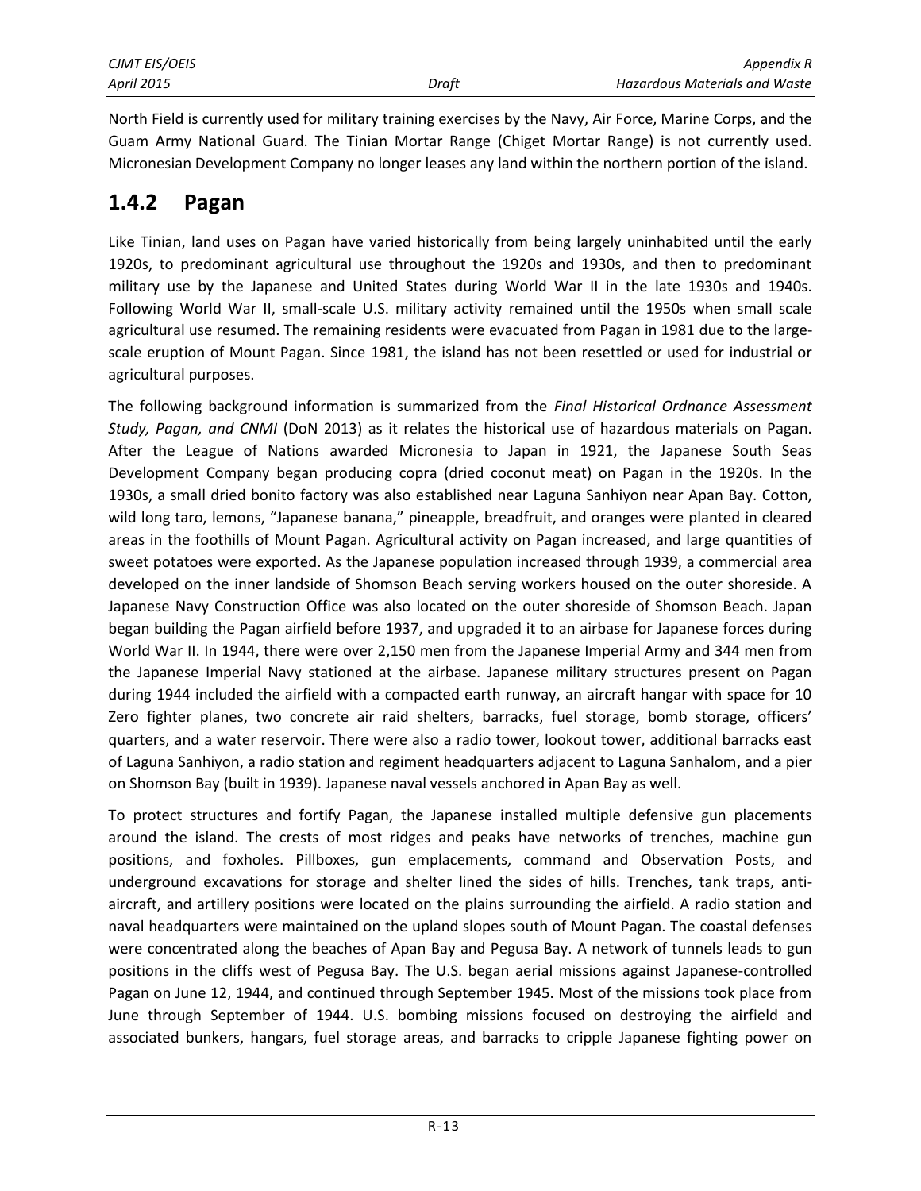North Field is currently used for military training exercises by the Navy, Air Force, Marine Corps, and the Guam Army National Guard. The Tinian Mortar Range (Chiget Mortar Range) is not currently used. Micronesian Development Company no longer leases any land within the northern portion of the island.

## 1.4.2 Pagan

Like Tinian, land uses on Pagan have varied historically from being largely uninhabited until the early 1920s, to predominant agricultural use throughout the 1920s and 1930s, and then to predominant military use by the Japanese and United States during World War II in the late 1930s and 1940s. Following World War II, small-scale U.S. military activity remained until the 1950s when small scale agricultural use resumed. The remaining residents were evacuated from Pagan in 1981 due to the large-scale eruption of Mount Pagan. Since 1981, the island has not been resettled or used for industrial or agricultural purposes.

The following background information is summarized from the *Final Historical Ordnance Assessment Study, Pagan, and CNMI* (DoN 2013) as it relates the historical use of hazardous materials on Pagan. After the League of Nations awarded Micronesia to Japan in 1921, the Japanese South Seas Development Company began producing copra (dried coconut meat) on Pagan in the 1920s. In the 1930s, a small dried bonito factory was also established near Laguna Sanhiyon near Apan Bay. Cotton, wild long taro, lemons, "Japanese banana," pineapple, breadfruit, and oranges were planted in cleared areas in the foothills of Mount Pagan. Agricultural activity on Pagan increased, and large quantities of sweet potatoes were exported. As the Japanese population increased through 1939, a commercial area developed on the inner landside of Shomson Beach serving workers housed on the outer shoreside. A Japanese Navy Construction Office was also located on the outer shoreside of Shomson Beach. Japan began building the Pagan airfield before 1937, and upgraded it to an airbase for Japanese forces during World War II. In 1944, there were over 2,150 men from the Japanese Imperial Army and 344 men from the Japanese Imperial Navy stationed at the airbase. Japanese military structures present on Pagan during 1944 included the airfield with a compacted earth runway, an aircraft hangar with space for 10 Zero fighter planes, two concrete air raid shelters, barracks, fuel storage, bomb storage, officers' quarters, and a water reservoir. There were also a radio tower, lookout tower, additional barracks east of Laguna Sanhiyon, a radio station and regiment headquarters adjacent to Laguna Sanhalom, and a pier on Shomson Bay (built in 1939). Japanese naval vessels anchored in Apan Bay as well.

To protect structures and fortify Pagan, the Japanese installed multiple defensive gun placements around the island. The crests of most ridges and peaks have networks of trenches, machine gun positions, and foxholes. Pillboxes, gun emplacements, command and Observation Posts, and underground excavations for storage and shelter lined the sides of hills. Trenches, tank traps, anti-aircraft, and artillery positions were located on the plains surrounding the airfield. A radio station and naval headquarters were maintained on the upland slopes south of Mount Pagan. The coastal defenses were concentrated along the beaches of Apan Bay and Pegusa Bay. A network of tunnels leads to gun positions in the cliffs west of Pegusa Bay. The U.S. began aerial missions against Japanese-controlled Pagan on June 12, 1944, and continued through September 1945. Most of the missions took place from June through September of 1944. U.S. bombing missions focused on destroying the airfield and associated bunkers, hangars, fuel storage areas, and barracks to cripple Japanese fighting power on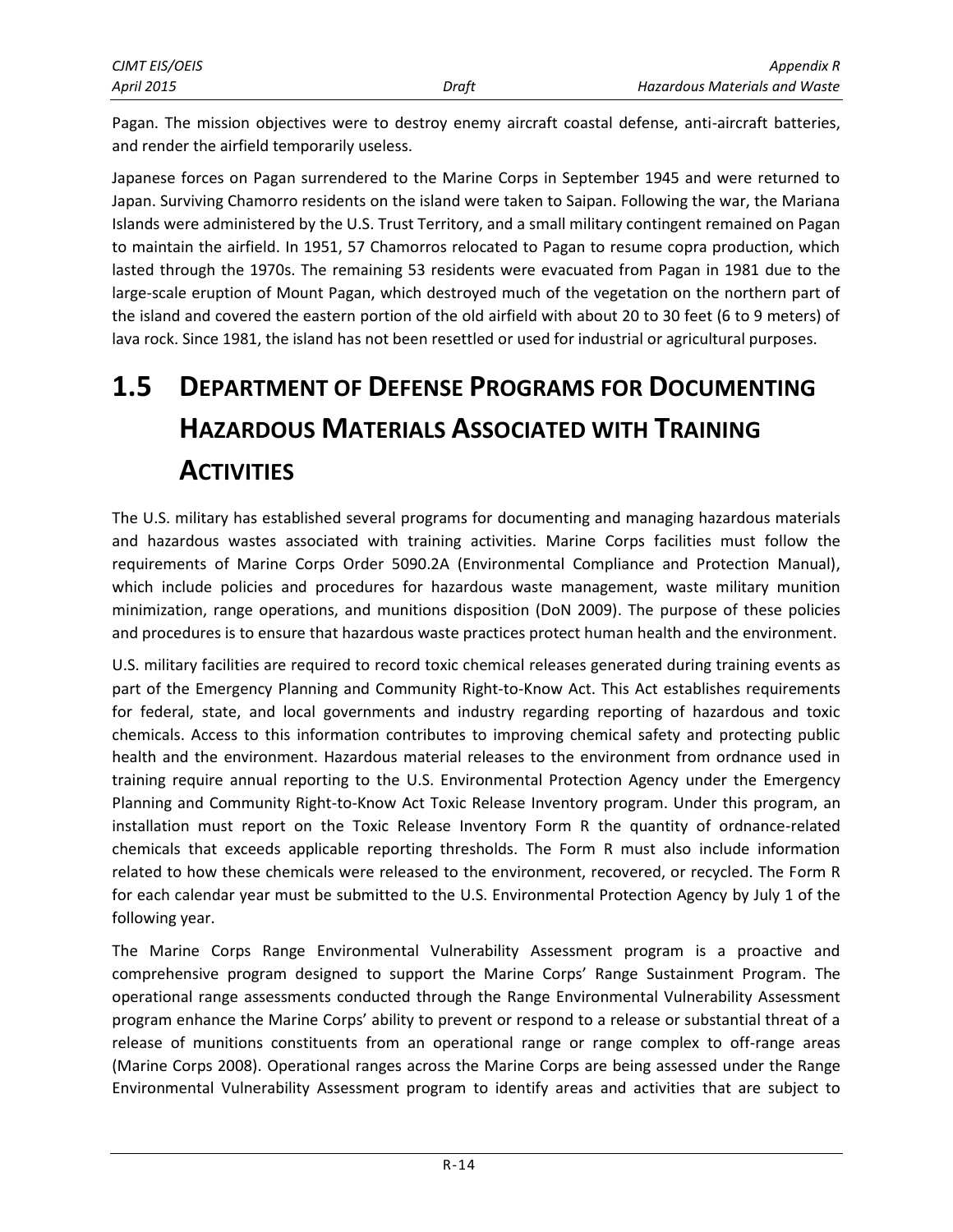Pagan. The mission objectives were to destroy enemy aircraft coastal defense, anti-aircraft batteries, and render the airfield temporarily useless.

Japanese forces on Pagan surrendered to the Marine Corps in September 1945 and were returned to Japan. Surviving Chamorro residents on the island were taken to Saipan. Following the war, the Mariana Islands were administered by the U.S. Trust Territory, and a small military contingent remained on Pagan to maintain the airfield. In 1951, 57 Chamorros relocated to Pagan to resume copra production, which lasted through the 1970s. The remaining 53 residents were evacuated from Pagan in 1981 due to the large-scale eruption of Mount Pagan, which destroyed much of the vegetation on the northern part of the island and covered the eastern portion of the old airfield with about 20 to 30 feet (6 to 9 meters) of lava rock. Since 1981, the island has not been resettled or used for industrial or agricultural purposes.

# 1.5 Department of Defense Programs for Documenting Hazardous Materials Associated with Training Activities

The U.S. military has established several programs for documenting and managing hazardous materials and hazardous wastes associated with training activities. Marine Corps facilities must follow the requirements of Marine Corps Order 5090.2A (Environmental Compliance and Protection Manual), which include policies and procedures for hazardous waste management, waste military munition minimization, range operations, and munitions disposition (DoN 2009). The purpose of these policies and procedures is to ensure that hazardous waste practices protect human health and the environment.

U.S. military facilities are required to record toxic chemical releases generated during training events as part of the Emergency Planning and Community Right-to-Know Act. This Act establishes requirements for federal, state, and local governments and industry regarding reporting of hazardous and toxic chemicals. Access to this information contributes to improving chemical safety and protecting public health and the environment. Hazardous material releases to the environment from ordnance used in training require annual reporting to the U.S. Environmental Protection Agency under the Emergency Planning and Community Right-to-Know Act Toxic Release Inventory program. Under this program, an installation must report on the Toxic Release Inventory Form R the quantity of ordnance-related chemicals that exceeds applicable reporting thresholds. The Form R must also include information related to how these chemicals were released to the environment, recovered, or recycled. The Form R for each calendar year must be submitted to the U.S. Environmental Protection Agency by July 1 of the following year.

The Marine Corps Range Environmental Vulnerability Assessment program is a proactive and comprehensive program designed to support the Marine Corps' Range Sustainment Program. The operational range assessments conducted through the Range Environmental Vulnerability Assessment program enhance the Marine Corps' ability to prevent or respond to a release or substantial threat of a release of munitions constituents from an operational range or range complex to off-range areas (Marine Corps 2008). Operational ranges across the Marine Corps are being assessed under the Range Environmental Vulnerability Assessment program to identify areas and activities that are subject to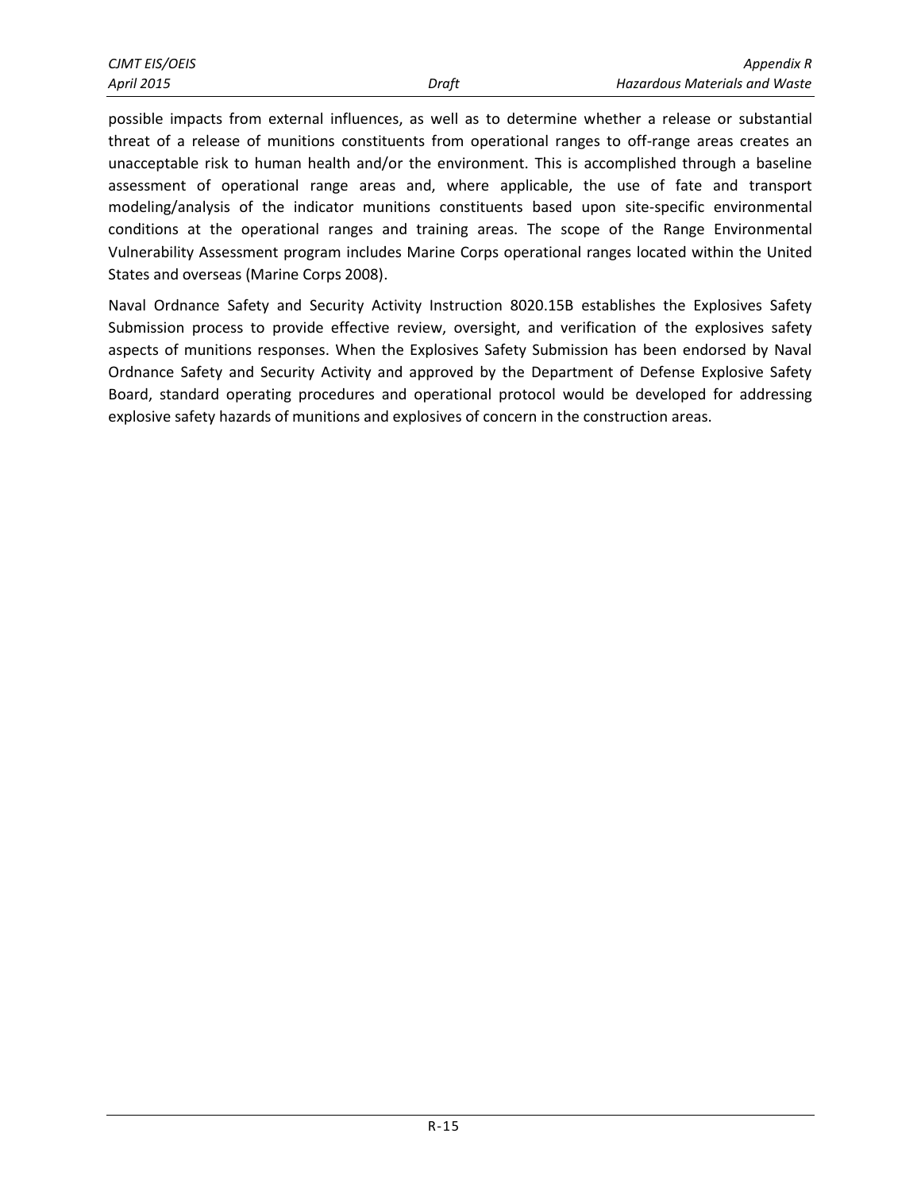possible impacts from external influences, as well as to determine whether a release or substantial threat of a release of munitions constituents from operational ranges to off-range areas creates an unacceptable risk to human health and/or the environment. This is accomplished through a baseline assessment of operational range areas and, where applicable, the use of fate and transport modeling/analysis of the indicator munitions constituents based upon site-specific environmental conditions at the operational ranges and training areas. The scope of the Range Environmental Vulnerability Assessment program includes Marine Corps operational ranges located within the United States and overseas (Marine Corps 2008).

Naval Ordnance Safety and Security Activity Instruction 8020.15B establishes the Explosives Safety Submission process to provide effective review, oversight, and verification of the explosives safety aspects of munitions responses. When the Explosives Safety Submission has been endorsed by Naval Ordnance Safety and Security Activity and approved by the Department of Defense Explosive Safety Board, standard operating procedures and operational protocol would be developed for addressing explosive safety hazards of munitions and explosives of concern in the construction areas.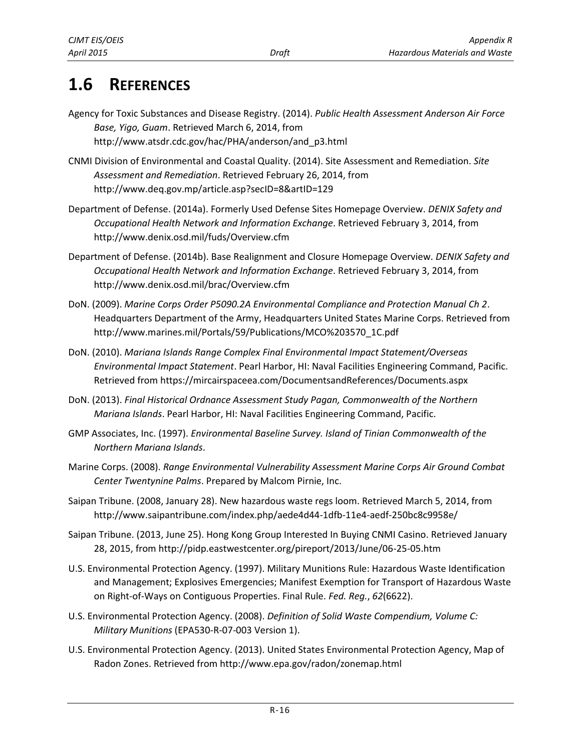## 1.6 REFERENCES

Agency for Toxic Substances and Disease Registry. (2014). *Public Health Assessment Anderson Air Force Base, Yigo, Guam*. Retrieved March 6, 2014, from http://www.atsdr.cdc.gov/hac/PHA/anderson/and_p3.html

CNMI Division of Environmental and Coastal Quality. (2014). Site Assessment and Remediation. *Site Assessment and Remediation*. Retrieved February 26, 2014, from http://www.deq.gov.mp/article.asp?secID=8&artID=129

Department of Defense. (2014a). Formerly Used Defense Sites Homepage Overview. *DENIX Safety and Occupational Health Network and Information Exchange*. Retrieved February 3, 2014, from http://www.denix.osd.mil/fuds/Overview.cfm

Department of Defense. (2014b). Base Realignment and Closure Homepage Overview. *DENIX Safety and Occupational Health Network and Information Exchange*. Retrieved February 3, 2014, from http://www.denix.osd.mil/brac/Overview.cfm

DoN. (2009). *Marine Corps Order P5090.2A Environmental Compliance and Protection Manual Ch 2*. Headquarters Department of the Army, Headquarters United States Marine Corps. Retrieved from http://www.marines.mil/Portals/59/Publications/MCO%203570_1C.pdf

DoN. (2010). *Mariana Islands Range Complex Final Environmental Impact Statement/Overseas Environmental Impact Statement*. Pearl Harbor, HI: Naval Facilities Engineering Command, Pacific. Retrieved from https://mircairspaceea.com/DocumentsandReferences/Documents.aspx

DoN. (2013). *Final Historical Ordnance Assessment Study Pagan, Commonwealth of the Northern Mariana Islands*. Pearl Harbor, HI: Naval Facilities Engineering Command, Pacific.

GMP Associates, Inc. (1997). *Environmental Baseline Survey. Island of Tinian Commonwealth of the Northern Mariana Islands*.

Marine Corps. (2008). *Range Environmental Vulnerability Assessment Marine Corps Air Ground Combat Center Twentynine Palms*. Prepared by Malcom Pirnie, Inc.

Saipan Tribune. (2008, January 28). New hazardous waste regs loom. Retrieved March 5, 2014, from http://www.saipantribune.com/index.php/aede4d44-1dfb-11e4-aedf-250bc8c9958e/

Saipan Tribune. (2013, June 25). Hong Kong Group Interested In Buying CNMI Casino. Retrieved January 28, 2015, from http://pidp.eastwestcenter.org/pireport/2013/June/06-25-05.htm

U.S. Environmental Protection Agency. (1997). Military Munitions Rule: Hazardous Waste Identification and Management; Explosives Emergencies; Manifest Exemption for Transport of Hazardous Waste on Right-of-Ways on Contiguous Properties. Final Rule. *Fed. Reg.*, *62*(6622).

U.S. Environmental Protection Agency. (2008). *Definition of Solid Waste Compendium, Volume C: Military Munitions* (EPA530-R-07-003 Version 1).

U.S. Environmental Protection Agency. (2013). United States Environmental Protection Agency, Map of Radon Zones. Retrieved from http://www.epa.gov/radon/zonemap.html